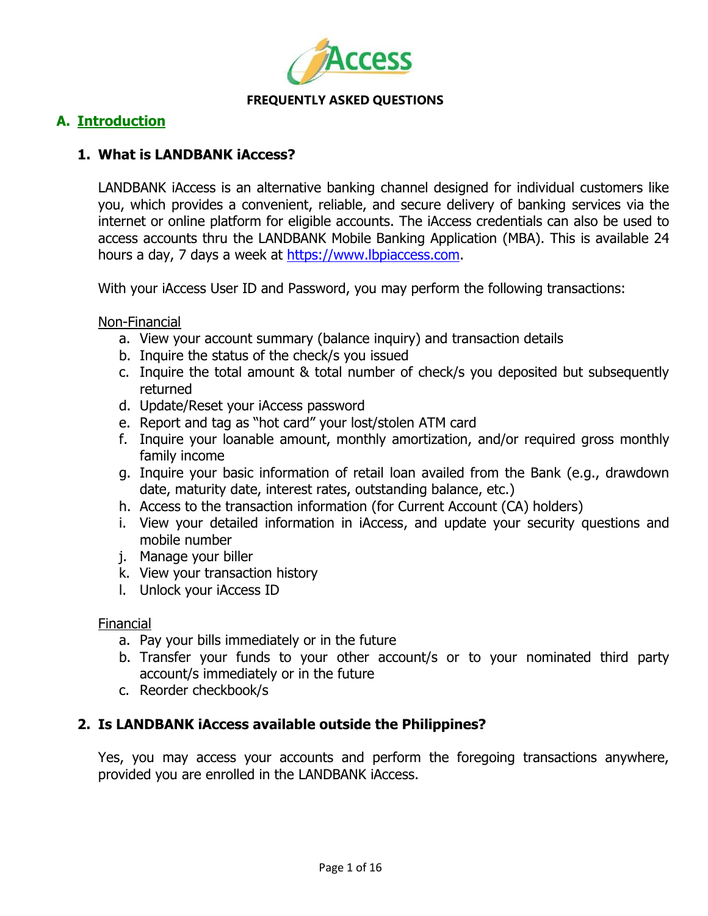**FREQUENTLY ASKED QUESTIONS**

## A. Introduction

### 1. What is LANDBANK iAccess?

LANDBANK iAccess is an alternative banking channel designed for individual customers like you, which provides a convenient, reliable, and secure delivery of banking services via the internet or online platform for eligible accounts. The iAccess credentials can also be used to access accounts thru the LANDBANK Mobile Banking Application (MBA). This is available 24 hours a day, 7 days a week at https://www.lbpiaccess.com.

With your iAccess User ID and Password, you may perform the following transactions:

Non-Financial

a. View your account summary (balance inquiry) and transaction details
b. Inquire the status of the check/s you issued
c. Inquire the total amount & total number of check/s you deposited but subsequently returned
d. Update/Reset your iAccess password
e. Report and tag as "hot card" your lost/stolen ATM card
f. Inquire your loanable amount, monthly amortization, and/or required gross monthly family income
g. Inquire your basic information of retail loan availed from the Bank (e.g., drawdown date, maturity date, interest rates, outstanding balance, etc.)
h. Access to the transaction information (for Current Account (CA) holders)
i. View your detailed information in iAccess, and update your security questions and mobile number
j. Manage your biller
k. View your transaction history
l. Unlock your iAccess ID

Financial

a. Pay your bills immediately or in the future
b. Transfer your funds to your other account/s or to your nominated third party account/s immediately or in the future
c. Reorder checkbook/s

### 2. Is LANDBANK iAccess available outside the Philippines?

Yes, you may access your accounts and perform the foregoing transactions anywhere, provided you are enrolled in the LANDBANK iAccess.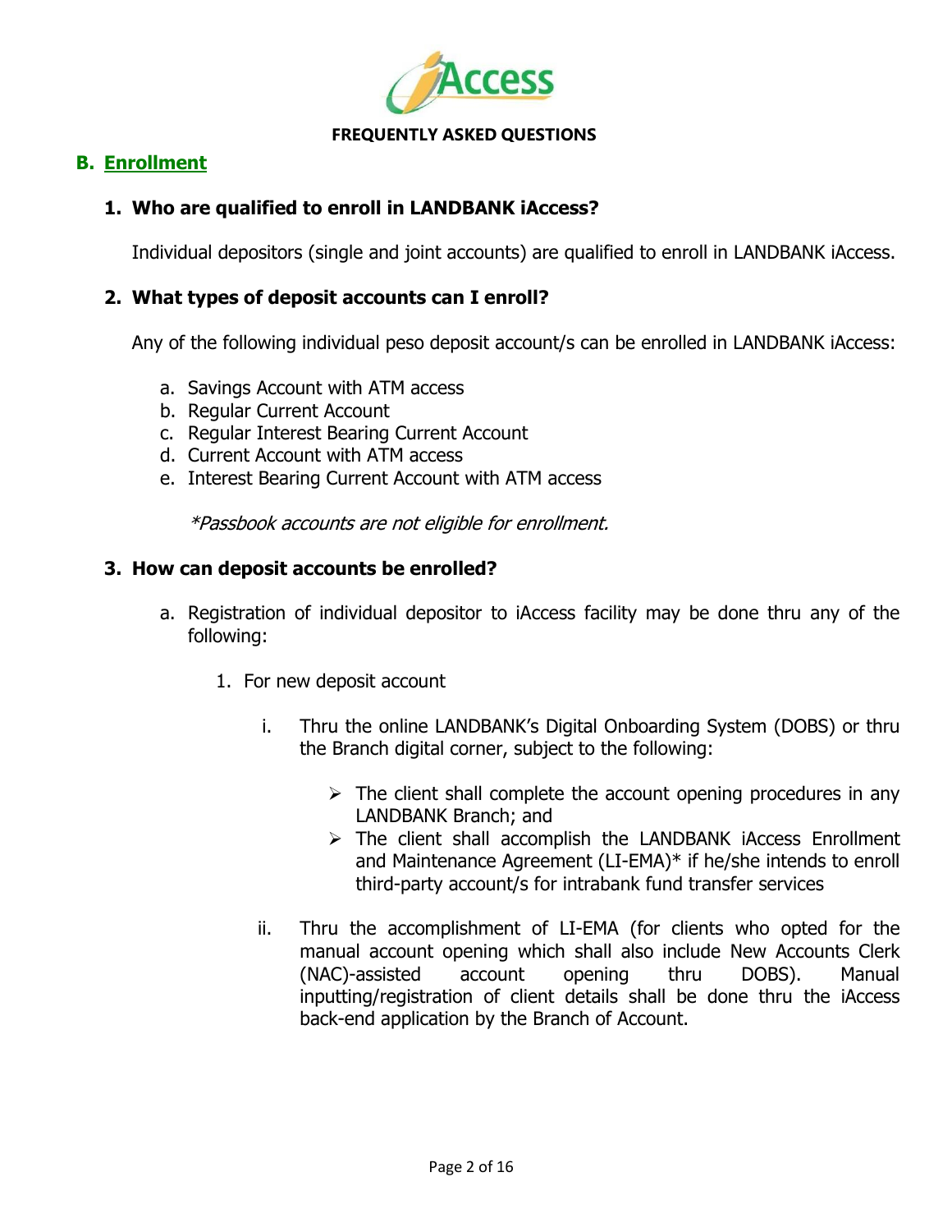**FREQUENTLY ASKED QUESTIONS**

## B. Enrollment

### 1. Who are qualified to enroll in LANDBANK iAccess?

Individual depositors (single and joint accounts) are qualified to enroll in LANDBANK iAccess.

### 2. What types of deposit accounts can I enroll?

Any of the following individual peso deposit account/s can be enrolled in LANDBANK iAccess:

a. Savings Account with ATM access
b. Regular Current Account
c. Regular Interest Bearing Current Account
d. Current Account with ATM access
e. Interest Bearing Current Account with ATM access

*\*Passbook accounts are not eligible for enrollment.*

### 3. How can deposit accounts be enrolled?

a. Registration of individual depositor to iAccess facility may be done thru any of the following:

   1. For new deposit account

      i. Thru the online LANDBANK's Digital Onboarding System (DOBS) or thru the Branch digital corner, subject to the following:

         - The client shall complete the account opening procedures in any LANDBANK Branch; and
         - The client shall accomplish the LANDBANK iAccess Enrollment and Maintenance Agreement (LI-EMA)* if he/she intends to enroll third-party account/s for intrabank fund transfer services

      ii. Thru the accomplishment of LI-EMA (for clients who opted for the manual account opening which shall also include New Accounts Clerk (NAC)-assisted account opening thru DOBS). Manual inputting/registration of client details shall be done thru the iAccess back-end application by the Branch of Account.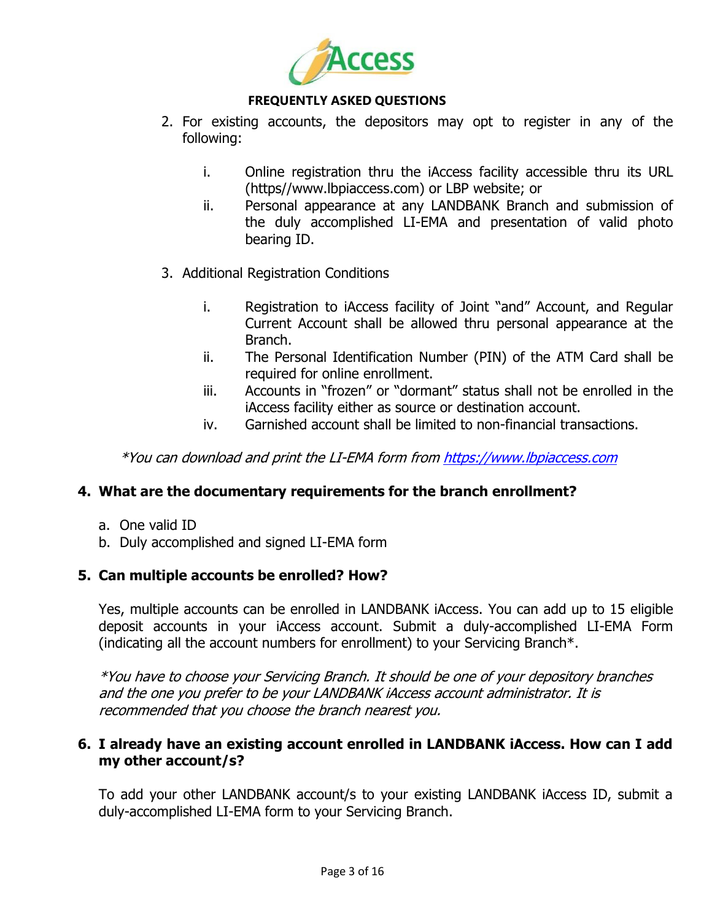**FREQUENTLY ASKED QUESTIONS**

2. For existing accounts, the depositors may opt to register in any of the following:

   i. Online registration thru the iAccess facility accessible thru its URL (https//www.lbpiaccess.com) or LBP website; or
   ii. Personal appearance at any LANDBANK Branch and submission of the duly accomplished LI-EMA and presentation of valid photo bearing ID.

3. Additional Registration Conditions

   i. Registration to iAccess facility of Joint "and" Account, and Regular Current Account shall be allowed thru personal appearance at the Branch.
   ii. The Personal Identification Number (PIN) of the ATM Card shall be required for online enrollment.
   iii. Accounts in "frozen" or "dormant" status shall not be enrolled in the iAccess facility either as source or destination account.
   iv. Garnished account shall be limited to non-financial transactions.

*\*You can download and print the LI-EMA form from [https://www.lbpiaccess.com](https://www.lbpiaccess.com)*

## 4. What are the documentary requirements for the branch enrollment?

a. One valid ID
b. Duly accomplished and signed LI-EMA form

## 5. Can multiple accounts be enrolled? How?

Yes, multiple accounts can be enrolled in LANDBANK iAccess. You can add up to 15 eligible deposit accounts in your iAccess account. Submit a duly-accomplished LI-EMA Form (indicating all the account numbers for enrollment) to your Servicing Branch*.

*\*You have to choose your Servicing Branch. It should be one of your depository branches and the one you prefer to be your LANDBANK iAccess account administrator. It is recommended that you choose the branch nearest you.*

## 6. I already have an existing account enrolled in LANDBANK iAccess. How can I add my other account/s?

To add your other LANDBANK account/s to your existing LANDBANK iAccess ID, submit a duly-accomplished LI-EMA form to your Servicing Branch.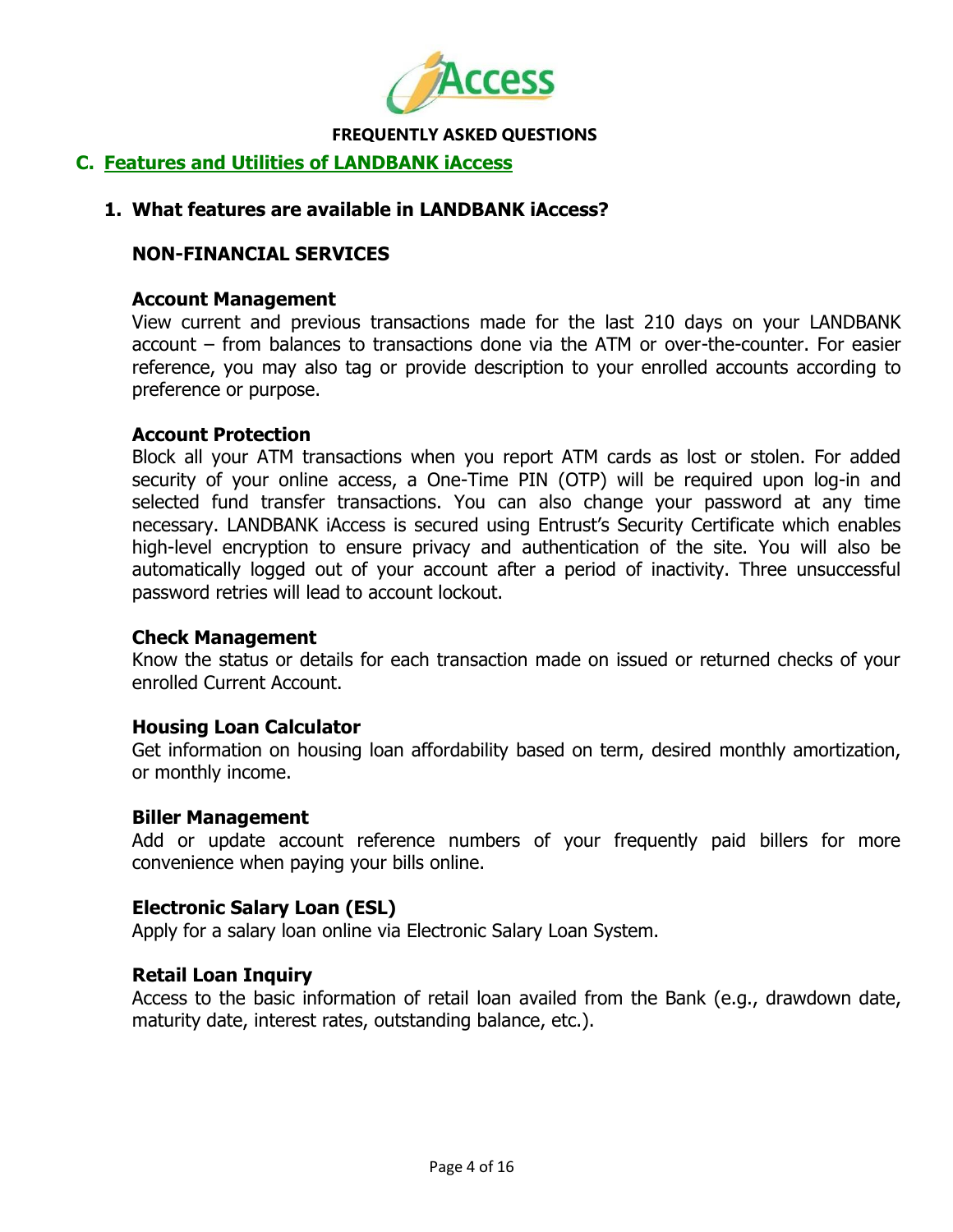**FREQUENTLY ASKED QUESTIONS**

## C. Features and Utilities of LANDBANK iAccess

### 1. What features are available in LANDBANK iAccess?

**NON-FINANCIAL SERVICES**

**Account Management**
View current and previous transactions made for the last 210 days on your LANDBANK account – from balances to transactions done via the ATM or over-the-counter. For easier reference, you may also tag or provide description to your enrolled accounts according to preference or purpose.

**Account Protection**
Block all your ATM transactions when you report ATM cards as lost or stolen. For added security of your online access, a One-Time PIN (OTP) will be required upon log-in and selected fund transfer transactions. You can also change your password at any time necessary. LANDBANK iAccess is secured using Entrust's Security Certificate which enables high-level encryption to ensure privacy and authentication of the site. You will also be automatically logged out of your account after a period of inactivity. Three unsuccessful password retries will lead to account lockout.

**Check Management**
Know the status or details for each transaction made on issued or returned checks of your enrolled Current Account.

**Housing Loan Calculator**
Get information on housing loan affordability based on term, desired monthly amortization, or monthly income.

**Biller Management**
Add or update account reference numbers of your frequently paid billers for more convenience when paying your bills online.

**Electronic Salary Loan (ESL)**
Apply for a salary loan online via Electronic Salary Loan System.

**Retail Loan Inquiry**
Access to the basic information of retail loan availed from the Bank (e.g., drawdown date, maturity date, interest rates, outstanding balance, etc.).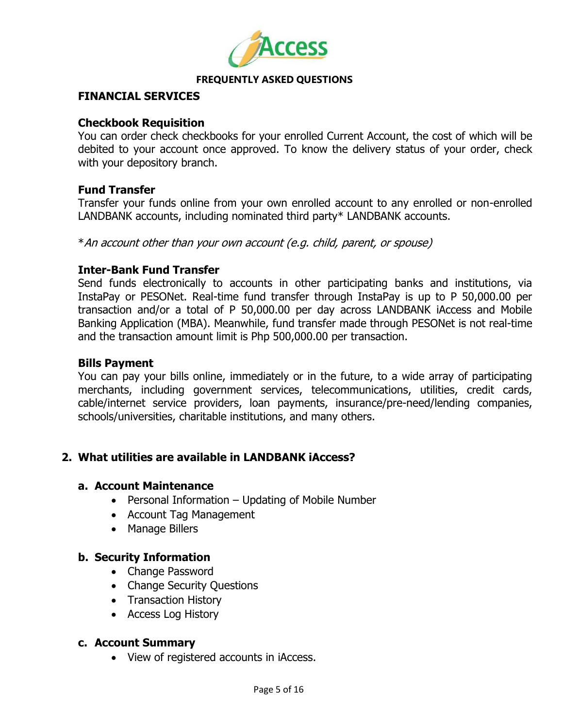**FREQUENTLY ASKED QUESTIONS**

## FINANCIAL SERVICES

### Checkbook Requisition

You can order check checkbooks for your enrolled Current Account, the cost of which will be debited to your account once approved. To know the delivery status of your order, check with your depository branch.

### Fund Transfer

Transfer your funds online from your own enrolled account to any enrolled or non-enrolled LANDBANK accounts, including nominated third party* LANDBANK accounts.

**An account other than your own account (e.g. child, parent, or spouse)*

### Inter-Bank Fund Transfer

Send funds electronically to accounts in other participating banks and institutions, via InstaPay or PESONet. Real-time fund transfer through InstaPay is up to P 50,000.00 per transaction and/or a total of P 50,000.00 per day across LANDBANK iAccess and Mobile Banking Application (MBA). Meanwhile, fund transfer made through PESONet is not real-time and the transaction amount limit is Php 500,000.00 per transaction.

### Bills Payment

You can pay your bills online, immediately or in the future, to a wide array of participating merchants, including government services, telecommunications, utilities, credit cards, cable/internet service providers, loan payments, insurance/pre-need/lending companies, schools/universities, charitable institutions, and many others.

## 2. What utilities are available in LANDBANK iAccess?

### a. Account Maintenance

- Personal Information – Updating of Mobile Number
- Account Tag Management
- Manage Billers

### b. Security Information

- Change Password
- Change Security Questions
- Transaction History
- Access Log History

### c. Account Summary

- View of registered accounts in iAccess.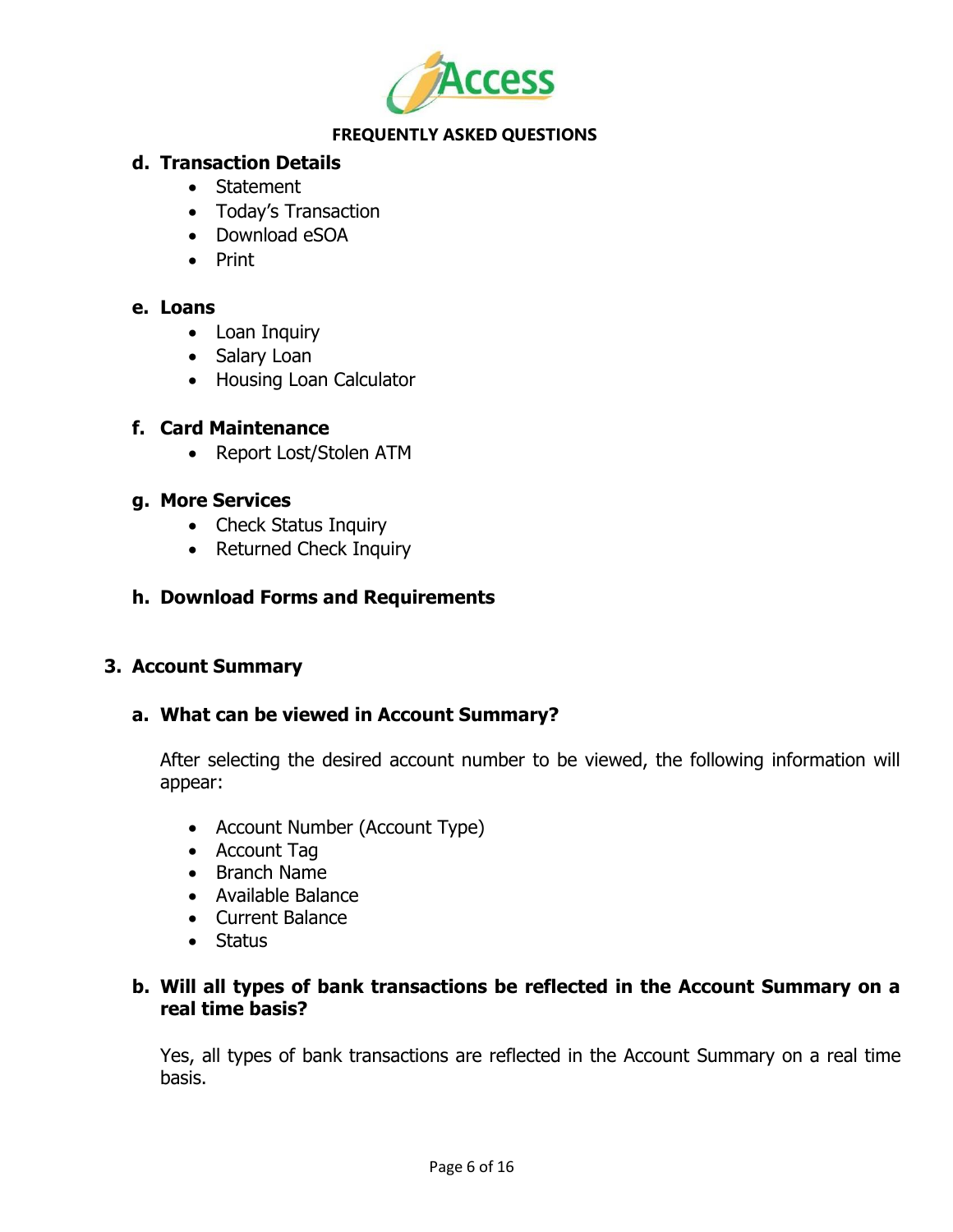**d. Transaction Details**

- Statement
- Today's Transaction
- Download eSOA
- Print

**e. Loans**

- Loan Inquiry
- Salary Loan
- Housing Loan Calculator

**f. Card Maintenance**

- Report Lost/Stolen ATM

**g. More Services**

- Check Status Inquiry
- Returned Check Inquiry

**h. Download Forms and Requirements**

## 3. Account Summary

### a. What can be viewed in Account Summary?

After selecting the desired account number to be viewed, the following information will appear:

- Account Number (Account Type)
- Account Tag
- Branch Name
- Available Balance
- Current Balance
- Status

### b. Will all types of bank transactions be reflected in the Account Summary on a real time basis?

Yes, all types of bank transactions are reflected in the Account Summary on a real time basis.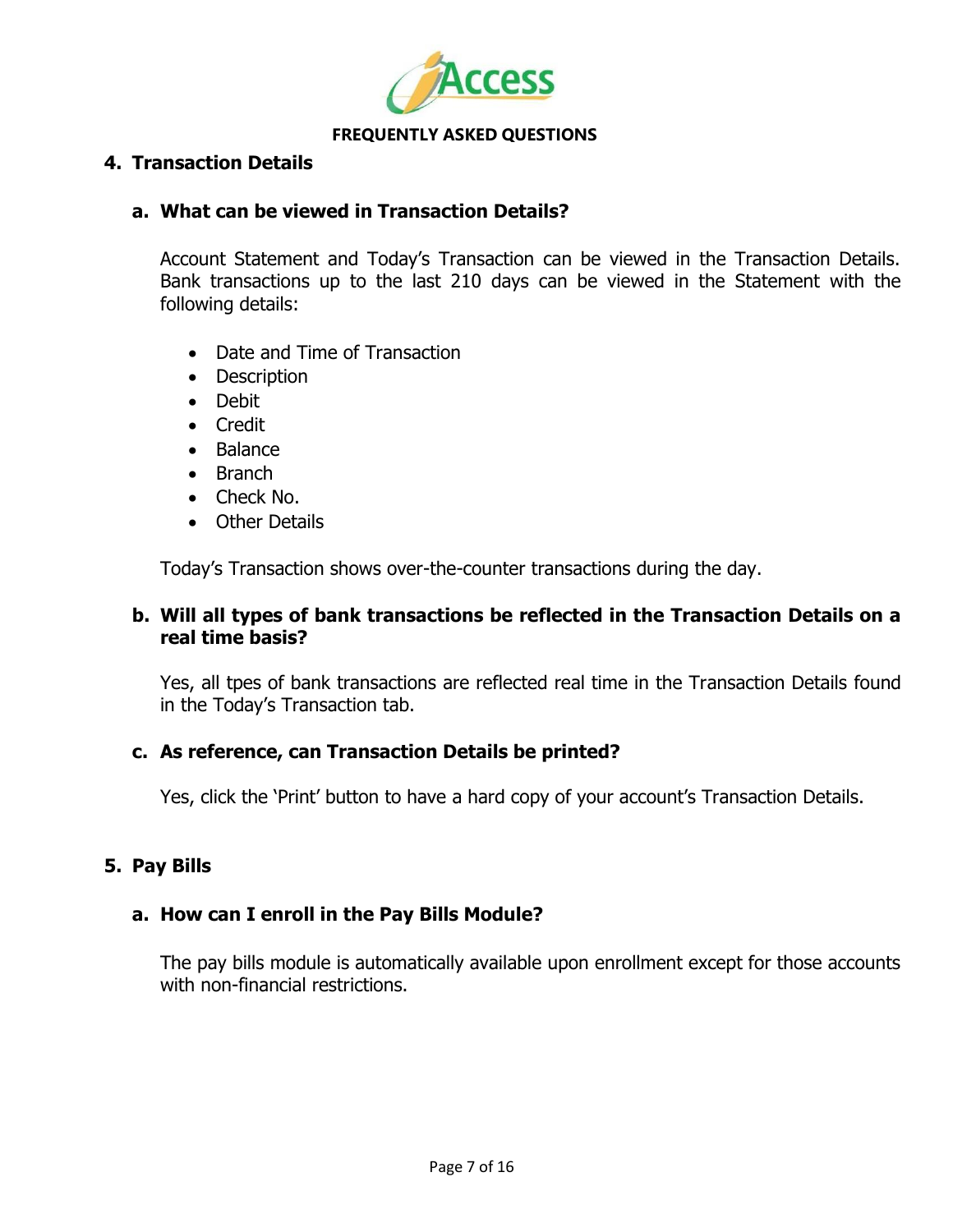**FREQUENTLY ASKED QUESTIONS**

## 4. Transaction Details

### a. What can be viewed in Transaction Details?

Account Statement and Today's Transaction can be viewed in the Transaction Details. Bank transactions up to the last 210 days can be viewed in the Statement with the following details:

- Date and Time of Transaction
- Description
- Debit
- Credit
- Balance
- Branch
- Check No.
- Other Details

Today's Transaction shows over-the-counter transactions during the day.

### b. Will all types of bank transactions be reflected in the Transaction Details on a real time basis?

Yes, all tpes of bank transactions are reflected real time in the Transaction Details found in the Today's Transaction tab.

### c. As reference, can Transaction Details be printed?

Yes, click the 'Print' button to have a hard copy of your account's Transaction Details.

## 5. Pay Bills

### a. How can I enroll in the Pay Bills Module?

The pay bills module is automatically available upon enrollment except for those accounts with non-financial restrictions.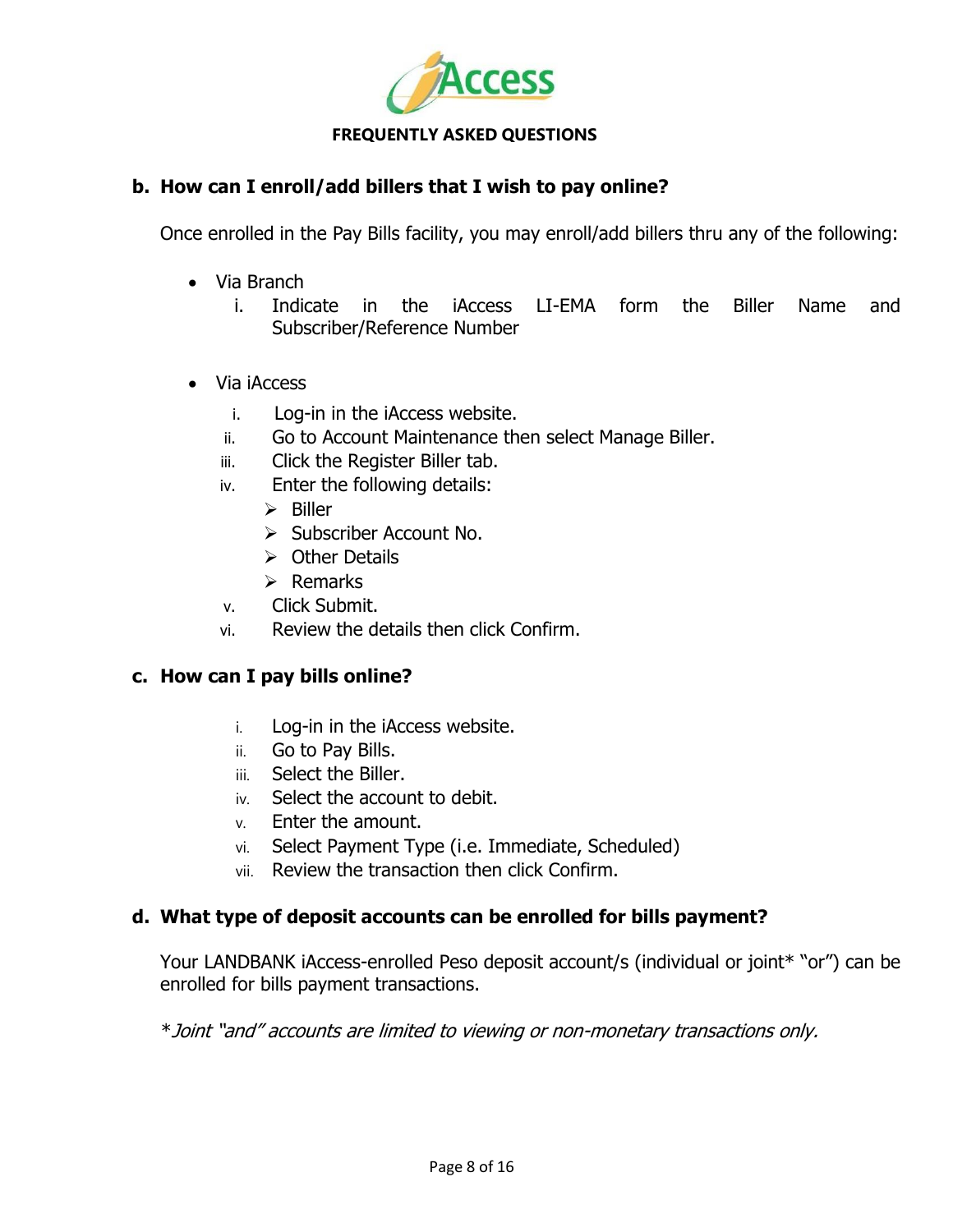**FREQUENTLY ASKED QUESTIONS**

### b. How can I enroll/add billers that I wish to pay online?

Once enrolled in the Pay Bills facility, you may enroll/add billers thru any of the following:

- Via Branch
  1. Indicate in the iAccess LI-EMA form the Biller Name and Subscriber/Reference Number

- Via iAccess
  1. Log-in in the iAccess website.
  2. Go to Account Maintenance then select Manage Biller.
  3. Click the Register Biller tab.
  4. Enter the following details:
     - Biller
     - Subscriber Account No.
     - Other Details
     - Remarks
  5. Click Submit.
  6. Review the details then click Confirm.

### c. How can I pay bills online?

1. Log-in in the iAccess website.
2. Go to Pay Bills.
3. Select the Biller.
4. Select the account to debit.
5. Enter the amount.
6. Select Payment Type (i.e. Immediate, Scheduled)
7. Review the transaction then click Confirm.

### d. What type of deposit accounts can be enrolled for bills payment?

Your LANDBANK iAccess-enrolled Peso deposit account/s (individual or joint* "or") can be enrolled for bills payment transactions.

*\*Joint "and" accounts are limited to viewing or non-monetary transactions only.*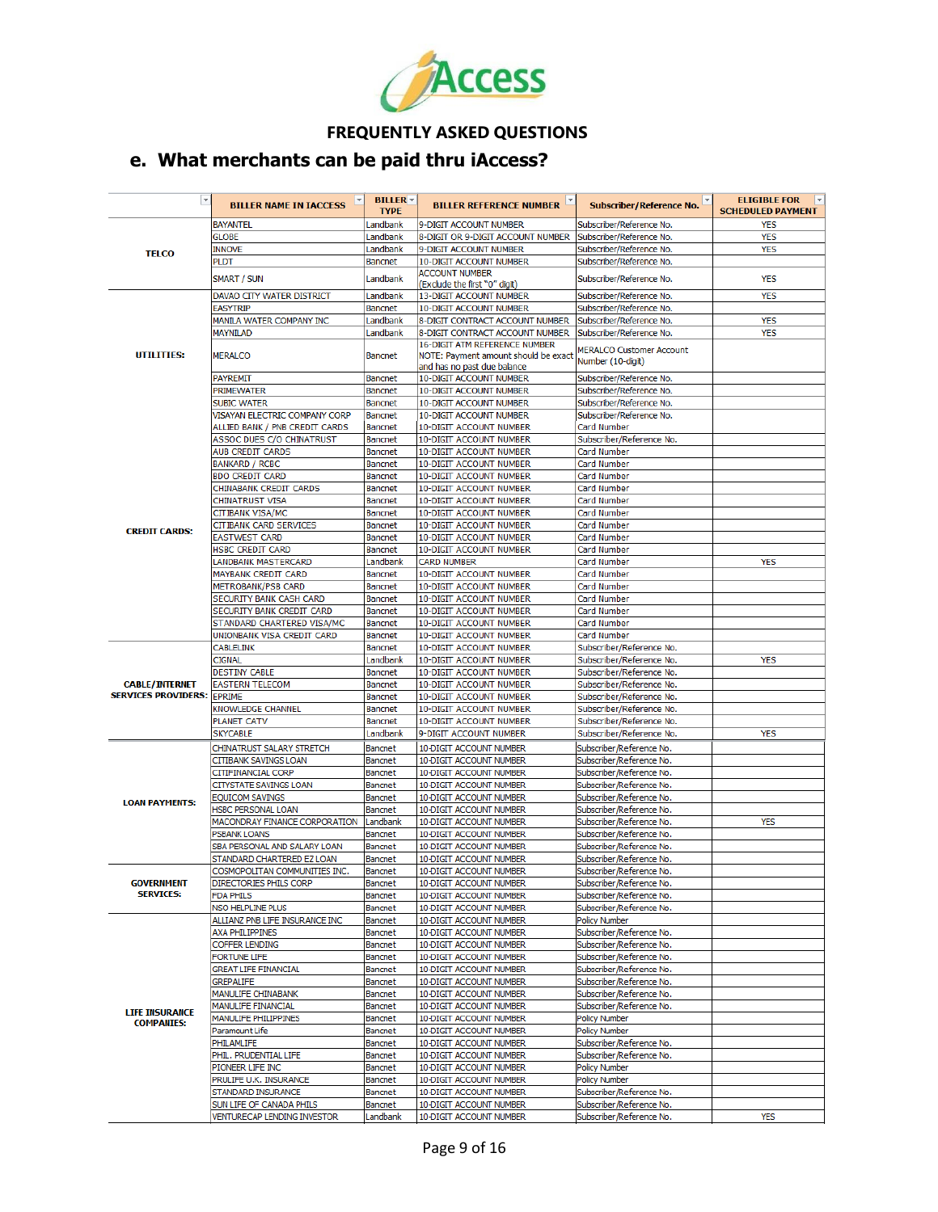iAccess

FREQUENTLY ASKED QUESTIONS

## e. What merchants can be paid thru iAccess?

| | BILLER NAME IN IACCESS | BILLER TYPE | BILLER REFERENCE NUMBER | Subscriber/Reference No. | ELIGIBLE FOR SCHEDULED PAYMENT |
|---|---|---|---|---|---|
| TELCO | BAYANTEL | Landbank | 9-DIGIT ACCOUNT NUMBER | Subscriber/Reference No. | YES |
| | GLOBE | Landbank | 8-DIGIT OR 9-DIGIT ACCOUNT NUMBER | Subscriber/Reference No. | YES |
| | INNOVE | Landbank | 9-DIGIT ACCOUNT NUMBER | Subscriber/Reference No. | YES |
| | PLDT | Bancnet | 10-DIGIT ACCOUNT NUMBER | Subscriber/Reference No. | |
| | SMART / SUN | Landbank | ACCOUNT NUMBER (Exclude the first "0" digit) | Subscriber/Reference No. | YES |
| UTILITIES: | DAVAO CITY WATER DISTRICT | Landbank | 13-DIGIT ACCOUNT NUMBER | Subscriber/Reference No. | YES |
| | EASYTRIP | Bancnet | 10-DIGIT ACCOUNT NUMBER | Subscriber/Reference No. | |
| | MANILA WATER COMPANY INC | Landbank | 8-DIGIT CONTRACT ACCOUNT NUMBER | Subscriber/Reference No. | YES |
| | MAYNILAD | Landbank | 8-DIGIT CONTRACT ACCOUNT NUMBER | Subscriber/Reference No. | YES |
| | MERALCO | Bancnet | 16-DIGIT ATM REFERENCE NUMBER NOTE: Payment amount should be exact and has no past due balance | MERALCO Customer Account Number (10-digit) | |
| | PAYREMIT | Bancnet | 10-DIGIT ACCOUNT NUMBER | Subscriber/Reference No. | |
| | PRIMEWATER | Bancnet | 10-DIGIT ACCOUNT NUMBER | Subscriber/Reference No. | |
| | SUBIC WATER | Bancnet | 10-DIGIT ACCOUNT NUMBER | Subscriber/Reference No. | |
| | VISAYAN ELECTRIC COMPANY CORP | Bancnet | 10-DIGIT ACCOUNT NUMBER | Subscriber/Reference No. | |
| CREDIT CARDS: | ALLIED BANK / PNB CREDIT CARDS | Bancnet | 10-DIGIT ACCOUNT NUMBER | Card Number | |
| | ASSOC DUES C/O CHINATRUST | Bancnet | 10-DIGIT ACCOUNT NUMBER | Subscriber/Reference No. | |
| | AUB CREDIT CARDS | Bancnet | 10-DIGIT ACCOUNT NUMBER | Card Number | |
| | BANKARD / RCBC | Bancnet | 10-DIGIT ACCOUNT NUMBER | Card Number | |
| | BDO CREDIT CARD | Bancnet | 10-DIGIT ACCOUNT NUMBER | Card Number | |
| | CHINABANK CREDIT CARDS | Bancnet | 10-DIGIT ACCOUNT NUMBER | Card Number | |
| | CHINATRUST VISA | Bancnet | 10-DIGIT ACCOUNT NUMBER | Card Number | |
| | CITIBANK VISA/MC | Bancnet | 10-DIGIT ACCOUNT NUMBER | Card Number | |
| | CITIBANK CARD SERVICES | Bancnet | 10-DIGIT ACCOUNT NUMBER | Card Number | |
| | EASTWEST CARD | Bancnet | 10-DIGIT ACCOUNT NUMBER | Card Number | |
| | HSBC CREDIT CARD | Bancnet | 10-DIGIT ACCOUNT NUMBER | Card Number | |
| | LANDBANK MASTERCARD | Landbank | CARD NUMBER | Card Number | YES |
| | MAYBANK CREDIT CARD | Bancnet | 10-DIGIT ACCOUNT NUMBER | Card Number | |
| | METROBANK/PSB CARD | Bancnet | 10-DIGIT ACCOUNT NUMBER | Card Number | |
| | SECURITY BANK CASH CARD | Bancnet | 10-DIGIT ACCOUNT NUMBER | Card Number | |
| | SECURITY BANK CREDIT CARD | Bancnet | 10-DIGIT ACCOUNT NUMBER | Card Number | |
| | STANDARD CHARTERED VISA/MC | Bancnet | 10-DIGIT ACCOUNT NUMBER | Card Number | |
| | UNIONBANK VISA CREDIT CARD | Bancnet | 10-DIGIT ACCOUNT NUMBER | Card Number | |
| CABLE/INTERNET SERVICES PROVIDERS: | CABLELINK | Bancnet | 10-DIGIT ACCOUNT NUMBER | Subscriber/Reference No. | |
| | CIGNAL | Landbank | 10-DIGIT ACCOUNT NUMBER | Subscriber/Reference No. | YES |
| | DESTINY CABLE | Bancnet | 10-DIGIT ACCOUNT NUMBER | Subscriber/Reference No. | |
| | EASTERN TELECOM | Bancnet | 10-DIGIT ACCOUNT NUMBER | Subscriber/Reference No. | |
| | EPRIME | Bancnet | 10-DIGIT ACCOUNT NUMBER | Subscriber/Reference No. | |
| | KNOWLEDGE CHANNEL | Bancnet | 10-DIGIT ACCOUNT NUMBER | Subscriber/Reference No. | |
| | PLANET CATV | Bancnet | 10-DIGIT ACCOUNT NUMBER | Subscriber/Reference No. | |
| | SKYCABLE | Landbank | 9-DIGIT ACCOUNT NUMBER | Subscriber/Reference No. | YES |
| LOAN PAYMENTS: | CHINATRUST SALARY STRETCH | Bancnet | 10-DIGIT ACCOUNT NUMBER | Subscriber/Reference No. | |
| | CITIBANK SAVINGS LOAN | Bancnet | 10-DIGIT ACCOUNT NUMBER | Subscriber/Reference No. | |
| | CITIFINANCIAL CORP | Bancnet | 10-DIGIT ACCOUNT NUMBER | Subscriber/Reference No. | |
| | CITYSTATE SAVINGS LOAN | Bancnet | 10-DIGIT ACCOUNT NUMBER | Subscriber/Reference No. | |
| | EQUICOM SAVINGS | Bancnet | 10-DIGIT ACCOUNT NUMBER | Subscriber/Reference No. | |
| | HSBC PERSONAL LOAN | Bancnet | 10-DIGIT ACCOUNT NUMBER | Subscriber/Reference No. | |
| | MACONDRAY FINANCE CORPORATION | Landbank | 10-DIGIT ACCOUNT NUMBER | Subscriber/Reference No. | YES |
| | PSBANK LOANS | Bancnet | 10-DIGIT ACCOUNT NUMBER | Subscriber/Reference No. | |
| | SBA PERSONAL AND SALARY LOAN | Bancnet | 10-DIGIT ACCOUNT NUMBER | Subscriber/Reference No. | |
| | STANDARD CHARTERED EZ LOAN | Bancnet | 10-DIGIT ACCOUNT NUMBER | Subscriber/Reference No. | |
| GOVERNMENT SERVICES: | COSMOPOLITAN COMMUNITIES INC. | Bancnet | 10-DIGIT ACCOUNT NUMBER | Subscriber/Reference No. | |
| | DIRECTORIES PHILS CORP | Bancnet | 10-DIGIT ACCOUNT NUMBER | Subscriber/Reference No. | |
| | FDA PHILS | Bancnet | 10-DIGIT ACCOUNT NUMBER | Subscriber/Reference No. | |
| | NSO HELPLINE PLUS | Bancnet | 10-DIGIT ACCOUNT NUMBER | Subscriber/Reference No. | |
| LIFE INSURANCE COMPANIES: | ALLIANZ PNB LIFE INSURANCE INC | Bancnet | 10-DIGIT ACCOUNT NUMBER | Policy Number | |
| | AXA PHILIPPINES | Bancnet | 10-DIGIT ACCOUNT NUMBER | Subscriber/Reference No. | |
| | COFFER LENDING | Bancnet | 10-DIGIT ACCOUNT NUMBER | Subscriber/Reference No. | |
| | FORTUNE LIFE | Bancnet | 10-DIGIT ACCOUNT NUMBER | Subscriber/Reference No. | |
| | GREAT LIFE FINANCIAL | Bancnet | 10-DIGIT ACCOUNT NUMBER | Subscriber/Reference No. | |
| | GREPALIFE | Bancnet | 10-DIGIT ACCOUNT NUMBER | Subscriber/Reference No. | |
| | MANULIFE CHINABANK | Bancnet | 10-DIGIT ACCOUNT NUMBER | Subscriber/Reference No. | |
| | MANULIFE FINANCIAL | Bancnet | 10-DIGIT ACCOUNT NUMBER | Subscriber/Reference No. | |
| | MANULIFE PHILIPPINES | Bancnet | 10-DIGIT ACCOUNT NUMBER | Policy Number | |
| | Paramount Life | Bancnet | 10-DIGIT ACCOUNT NUMBER | Policy Number | |
| | PHILAMLIFE | Bancnet | 10-DIGIT ACCOUNT NUMBER | Subscriber/Reference No. | |
| | PHIL. PRUDENTIAL LIFE | Bancnet | 10-DIGIT ACCOUNT NUMBER | Subscriber/Reference No. | |
| | PIONEER LIFE INC | Bancnet | 10-DIGIT ACCOUNT NUMBER | Policy Number | |
| | PRULIFE U.K. INSURANCE | Bancnet | 10-DIGIT ACCOUNT NUMBER | Policy Number | |
| | STANDARD INSURANCE | Bancnet | 10-DIGIT ACCOUNT NUMBER | Subscriber/Reference No. | |
| | SUN LIFE OF CANADA PHILS | Bancnet | 10-DIGIT ACCOUNT NUMBER | Subscriber/Reference No. | |
| | VENTURECAP LENDING INVESTOR | Landbank | 10-DIGIT ACCOUNT NUMBER | Subscriber/Reference No. | YES |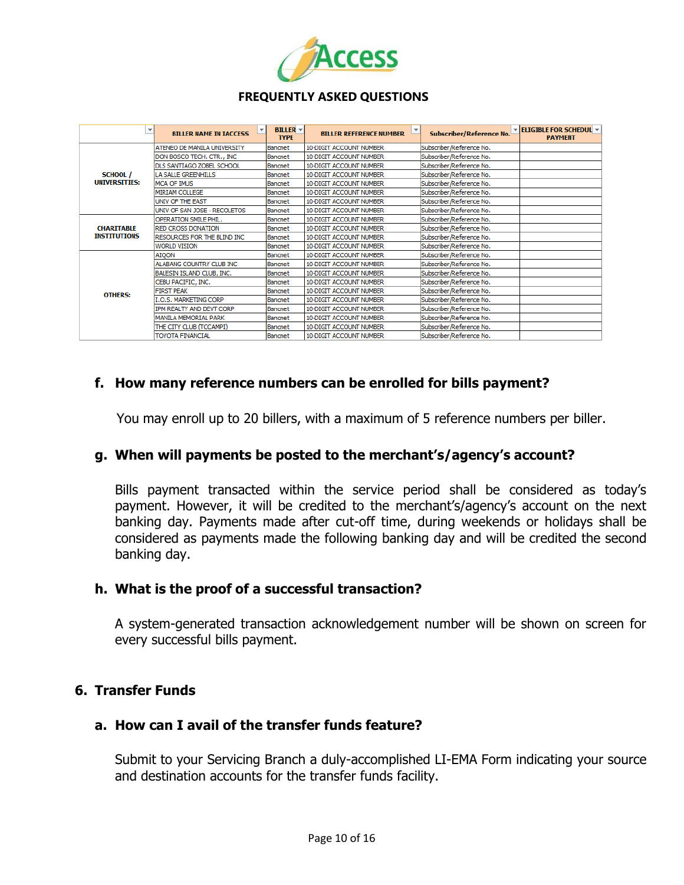**FREQUENTLY ASKED QUESTIONS**

| | BILLER NAME IN IACCESS | BILLER TYPE | BILLER REFERENCE NUMBER | Subscriber/Reference No. | ELIGIBLE FOR SCHEDUL PAYMENT |
|---|---|---|---|---|---|
| SCHOOL / UNIVERSITIES: | ATENEO DE MANILA UNIVERSITY | Bancnet | 10-DIGIT ACCOUNT NUMBER | Subscriber/Reference No. | |
| | DON BOSCO TECH. CTR., INC | Bancnet | 10-DIGIT ACCOUNT NUMBER | Subscriber/Reference No. | |
| | DLS SANTIAGO ZOBEL SCHOOL | Bancnet | 10-DIGIT ACCOUNT NUMBER | Subscriber/Reference No. | |
| | LA SALLE GREENHILLS | Bancnet | 10-DIGIT ACCOUNT NUMBER | Subscriber/Reference No. | |
| | MCA OF IMUS | Bancnet | 10-DIGIT ACCOUNT NUMBER | Subscriber/Reference No. | |
| | MIRIAM COLLEGE | Bancnet | 10-DIGIT ACCOUNT NUMBER | Subscriber/Reference No. | |
| | UNIV OF THE EAST | Bancnet | 10-DIGIT ACCOUNT NUMBER | Subscriber/Reference No. | |
| | UNIV OF SAN JOSE - RECOLETOS | Bancnet | 10-DIGIT ACCOUNT NUMBER | Subscriber/Reference No. | |
| CHARITABLE INSTITUTIONS | OPERATION SMILE PHIL. | Bancnet | 10-DIGIT ACCOUNT NUMBER | Subscriber/Reference No. | |
| | RED CROSS DONATION | Bancnet | 10-DIGIT ACCOUNT NUMBER | Subscriber/Reference No. | |
| | RESOURCES FOR THE BLIND INC | Bancnet | 10-DIGIT ACCOUNT NUMBER | Subscriber/Reference No. | |
| | WORLD VISION | Bancnet | 10-DIGIT ACCOUNT NUMBER | Subscriber/Reference No. | |
| OTHERS: | AIQON | Bancnet | 10-DIGIT ACCOUNT NUMBER | Subscriber/Reference No. | |
| | ALABANG COUNTRY CLUB INC | Bancnet | 10-DIGIT ACCOUNT NUMBER | Subscriber/Reference No. | |
| | BALESIN ISLAND CLUB, INC. | Bancnet | 10-DIGIT ACCOUNT NUMBER | Subscriber/Reference No. | |
| | CEBU PACIFIC, INC. | Bancnet | 10-DIGIT ACCOUNT NUMBER | Subscriber/Reference No. | |
| | FIRST PEAK | Bancnet | 10-DIGIT ACCOUNT NUMBER | Subscriber/Reference No. | |
| | I.O.S. MARKETING CORP | Bancnet | 10-DIGIT ACCOUNT NUMBER | Subscriber/Reference No. | |
| | IPM REALTY AND DEVT CORP | Bancnet | 10-DIGIT ACCOUNT NUMBER | Subscriber/Reference No. | |
| | MANILA MEMORIAL PARK | Bancnet | 10-DIGIT ACCOUNT NUMBER | Subscriber/Reference No. | |
| | THE CITY CLUB (TCCAMPI) | Bancnet | 10-DIGIT ACCOUNT NUMBER | Subscriber/Reference No. | |
| | TOYOTA FINANCIAL | Bancnet | 10-DIGIT ACCOUNT NUMBER | Subscriber/Reference No. | |

### f. How many reference numbers can be enrolled for bills payment?

You may enroll up to 20 billers, with a maximum of 5 reference numbers per biller.

### g. When will payments be posted to the merchant's/agency's account?

Bills payment transacted within the service period shall be considered as today's payment. However, it will be credited to the merchant's/agency's account on the next banking day. Payments made after cut-off time, during weekends or holidays shall be considered as payments made the following banking day and will be credited the second banking day.

### h. What is the proof of a successful transaction?

A system-generated transaction acknowledgement number will be shown on screen for every successful bills payment.

## 6. Transfer Funds

### a. How can I avail of the transfer funds feature?

Submit to your Servicing Branch a duly-accomplished LI-EMA Form indicating your source and destination accounts for the transfer funds facility.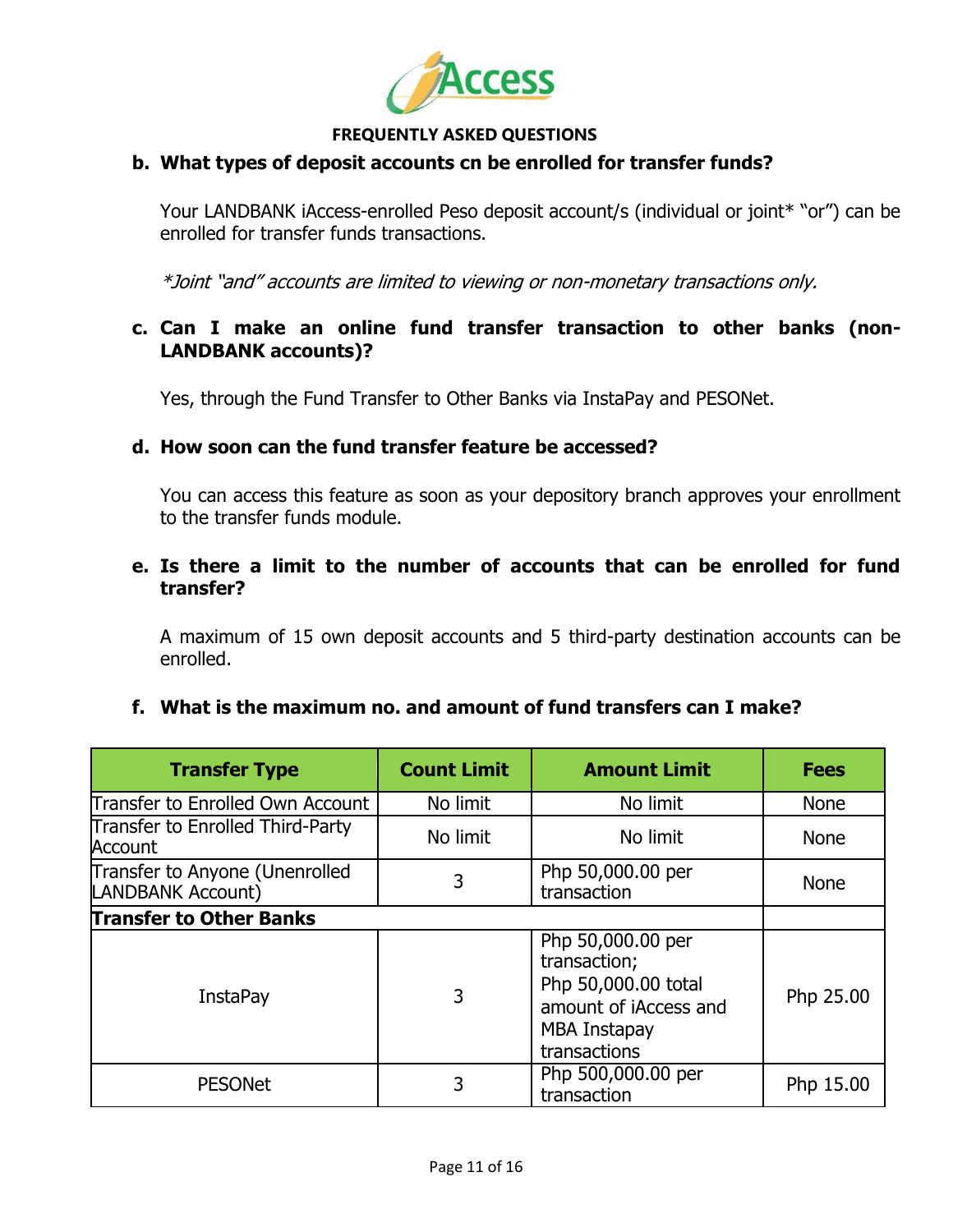**FREQUENTLY ASKED QUESTIONS**

**b. What types of deposit accounts cn be enrolled for transfer funds?**

Your LANDBANK iAccess-enrolled Peso deposit account/s (individual or joint* "or") can be enrolled for transfer funds transactions.

*\*Joint "and" accounts are limited to viewing or non-monetary transactions only.*

**c. Can I make an online fund transfer transaction to other banks (non-LANDBANK accounts)?**

Yes, through the Fund Transfer to Other Banks via InstaPay and PESONet.

**d. How soon can the fund transfer feature be accessed?**

You can access this feature as soon as your depository branch approves your enrollment to the transfer funds module.

**e. Is there a limit to the number of accounts that can be enrolled for fund transfer?**

A maximum of 15 own deposit accounts and 5 third-party destination accounts can be enrolled.

**f. What is the maximum no. and amount of fund transfers can I make?**

| Transfer Type | Count Limit | Amount Limit | Fees |
|---|---|---|---|
| Transfer to Enrolled Own Account | No limit | No limit | None |
| Transfer to Enrolled Third-Party Account | No limit | No limit | None |
| Transfer to Anyone (Unenrolled LANDBANK Account) | 3 | Php 50,000.00 per transaction | None |
| **Transfer to Other Banks** | | | |
| InstaPay | 3 | Php 50,000.00 per transaction; Php 50,000.00 total amount of iAccess and MBA Instapay transactions | Php 25.00 |
| PESONet | 3 | Php 500,000.00 per transaction | Php 15.00 |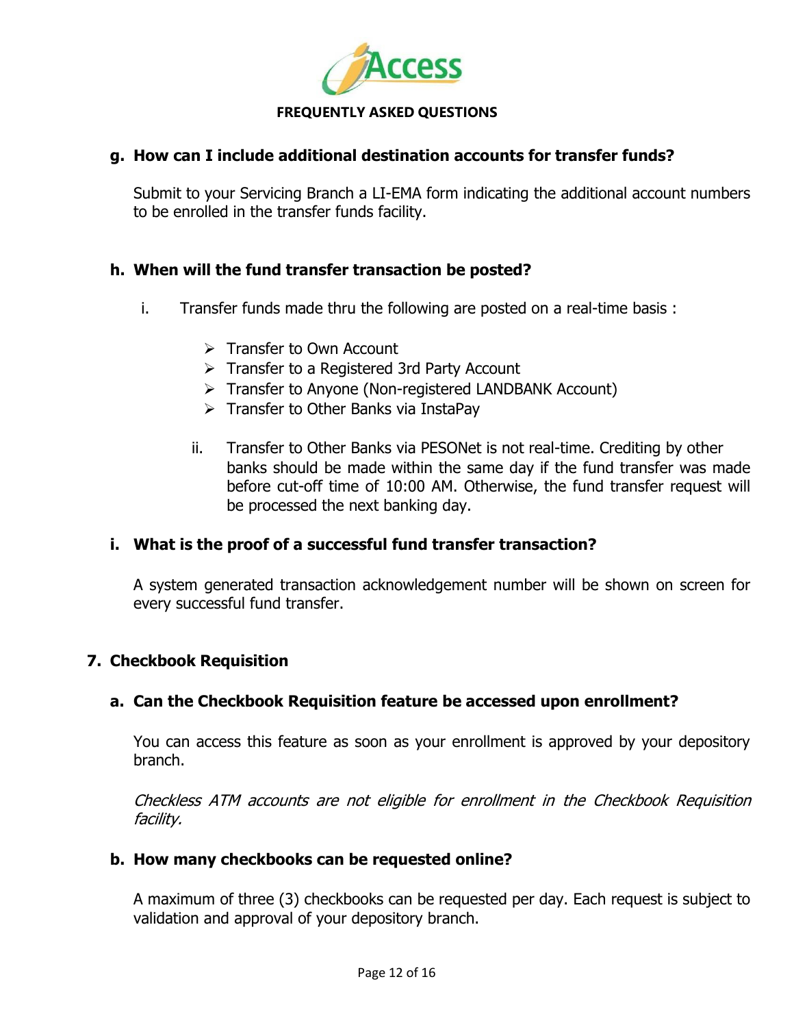**FREQUENTLY ASKED QUESTIONS**

**g. How can I include additional destination accounts for transfer funds?**

Submit to your Servicing Branch a LI-EMA form indicating the additional account numbers to be enrolled in the transfer funds facility.

**h. When will the fund transfer transaction be posted?**

i. Transfer funds made thru the following are posted on a real-time basis :

- Transfer to Own Account
- Transfer to a Registered 3rd Party Account
- Transfer to Anyone (Non-registered LANDBANK Account)
- Transfer to Other Banks via InstaPay

ii. Transfer to Other Banks via PESONet is not real-time. Crediting by other banks should be made within the same day if the fund transfer was made before cut-off time of 10:00 AM. Otherwise, the fund transfer request will be processed the next banking day.

**i. What is the proof of a successful fund transfer transaction?**

A system generated transaction acknowledgement number will be shown on screen for every successful fund transfer.

## 7. Checkbook Requisition

**a. Can the Checkbook Requisition feature be accessed upon enrollment?**

You can access this feature as soon as your enrollment is approved by your depository branch.

*Checkless ATM accounts are not eligible for enrollment in the Checkbook Requisition facility.*

**b. How many checkbooks can be requested online?**

A maximum of three (3) checkbooks can be requested per day. Each request is subject to validation and approval of your depository branch.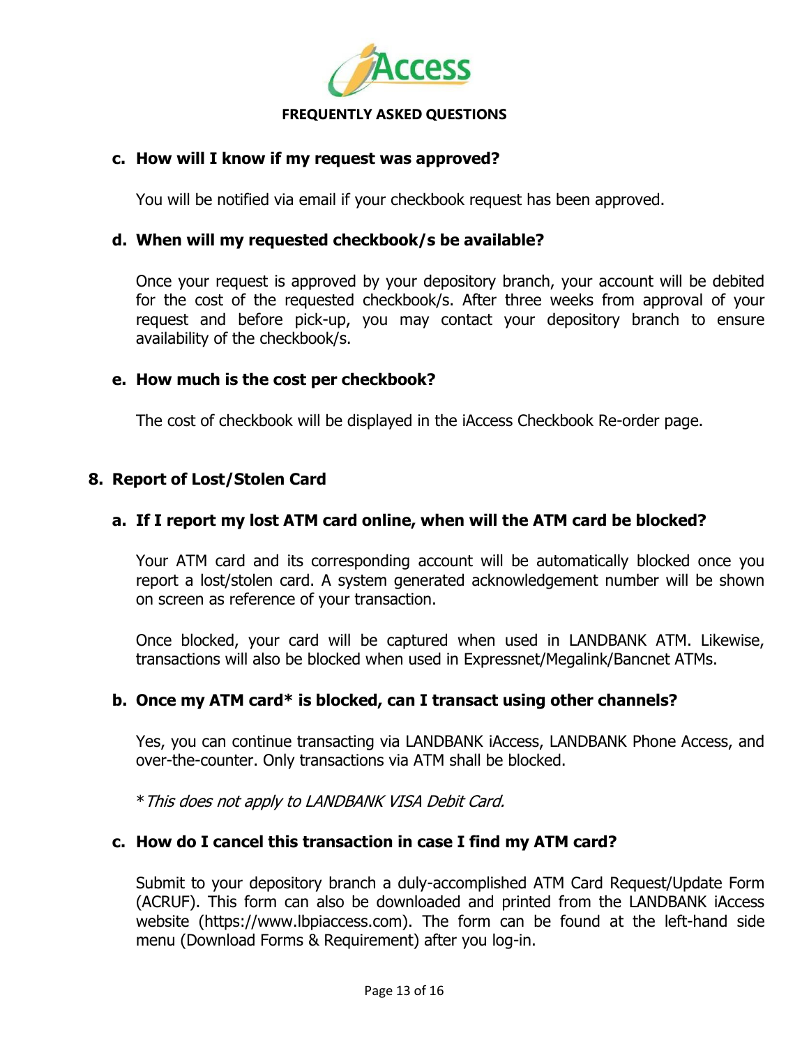**c. How will I know if my request was approved?**

You will be notified via email if your checkbook request has been approved.

**d. When will my requested checkbook/s be available?**

Once your request is approved by your depository branch, your account will be debited for the cost of the requested checkbook/s. After three weeks from approval of your request and before pick-up, you may contact your depository branch to ensure availability of the checkbook/s.

**e. How much is the cost per checkbook?**

The cost of checkbook will be displayed in the iAccess Checkbook Re-order page.

## 8. Report of Lost/Stolen Card

**a. If I report my lost ATM card online, when will the ATM card be blocked?**

Your ATM card and its corresponding account will be automatically blocked once you report a lost/stolen card. A system generated acknowledgement number will be shown on screen as reference of your transaction.

Once blocked, your card will be captured when used in LANDBANK ATM. Likewise, transactions will also be blocked when used in Expressnet/Megalink/Bancnet ATMs.

**b. Once my ATM card* is blocked, can I transact using other channels?**

Yes, you can continue transacting via LANDBANK iAccess, LANDBANK Phone Access, and over-the-counter. Only transactions via ATM shall be blocked.

**This does not apply to LANDBANK VISA Debit Card.*

**c. How do I cancel this transaction in case I find my ATM card?**

Submit to your depository branch a duly-accomplished ATM Card Request/Update Form (ACRUF). This form can also be downloaded and printed from the LANDBANK iAccess website (https://www.lbpiaccess.com). The form can be found at the left-hand side menu (Download Forms & Requirement) after you log-in.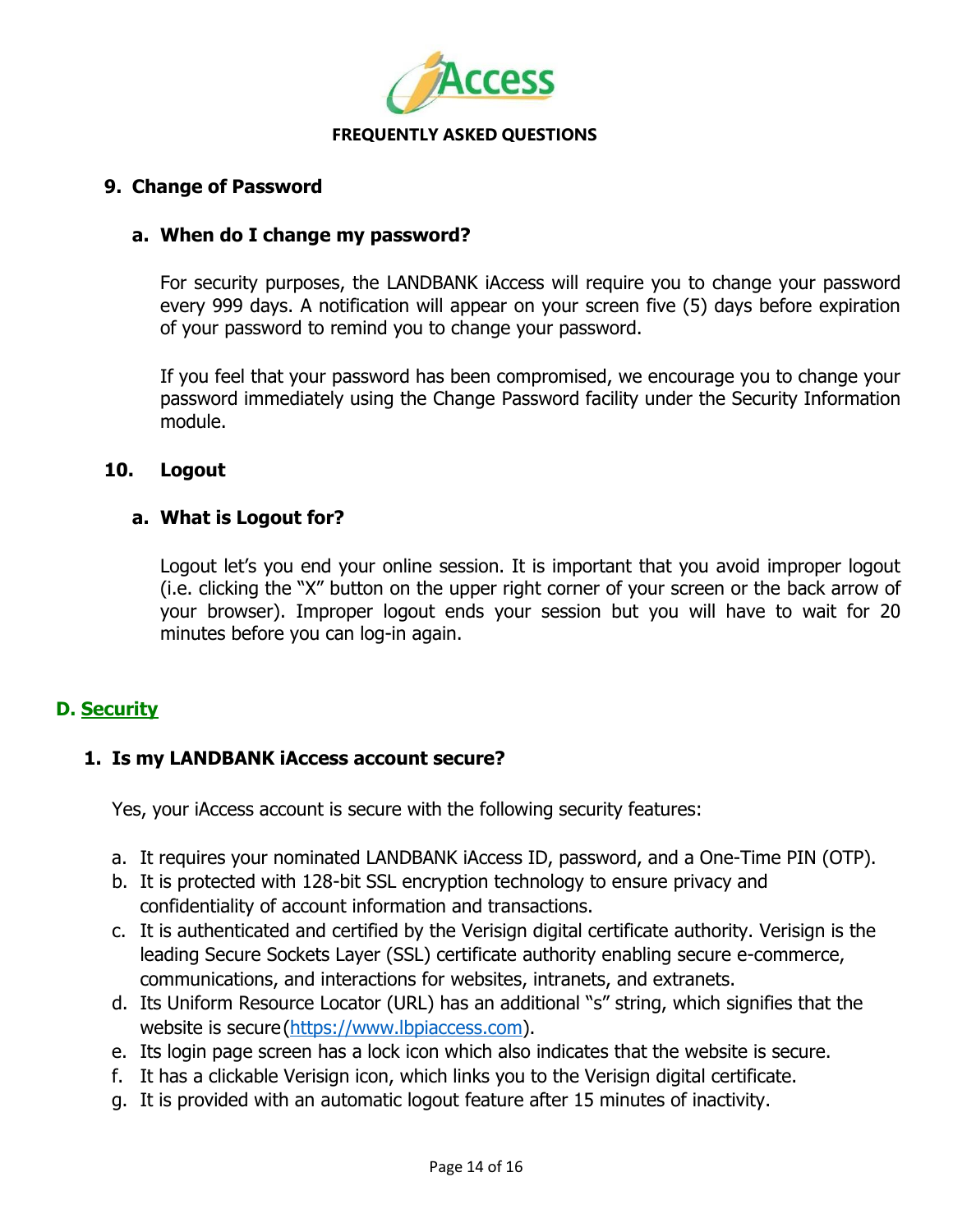**FREQUENTLY ASKED QUESTIONS**

### 9. Change of Password

#### a. When do I change my password?

For security purposes, the LANDBANK iAccess will require you to change your password every 999 days. A notification will appear on your screen five (5) days before expiration of your password to remind you to change your password.

If you feel that your password has been compromised, we encourage you to change your password immediately using the Change Password facility under the Security Information module.

### 10. Logout

#### a. What is Logout for?

Logout let's you end your online session. It is important that you avoid improper logout (i.e. clicking the "X" button on the upper right corner of your screen or the back arrow of your browser). Improper logout ends your session but you will have to wait for 20 minutes before you can log-in again.

## D. Security

### 1. Is my LANDBANK iAccess account secure?

Yes, your iAccess account is secure with the following security features:

a. It requires your nominated LANDBANK iAccess ID, password, and a One-Time PIN (OTP).
b. It is protected with 128-bit SSL encryption technology to ensure privacy and confidentiality of account information and transactions.
c. It is authenticated and certified by the Verisign digital certificate authority. Verisign is the leading Secure Sockets Layer (SSL) certificate authority enabling secure e-commerce, communications, and interactions for websites, intranets, and extranets.
d. Its Uniform Resource Locator (URL) has an additional "s" string, which signifies that the website is secure (https://www.lbpiaccess.com).
e. Its login page screen has a lock icon which also indicates that the website is secure.
f. It has a clickable Verisign icon, which links you to the Verisign digital certificate.
g. It is provided with an automatic logout feature after 15 minutes of inactivity.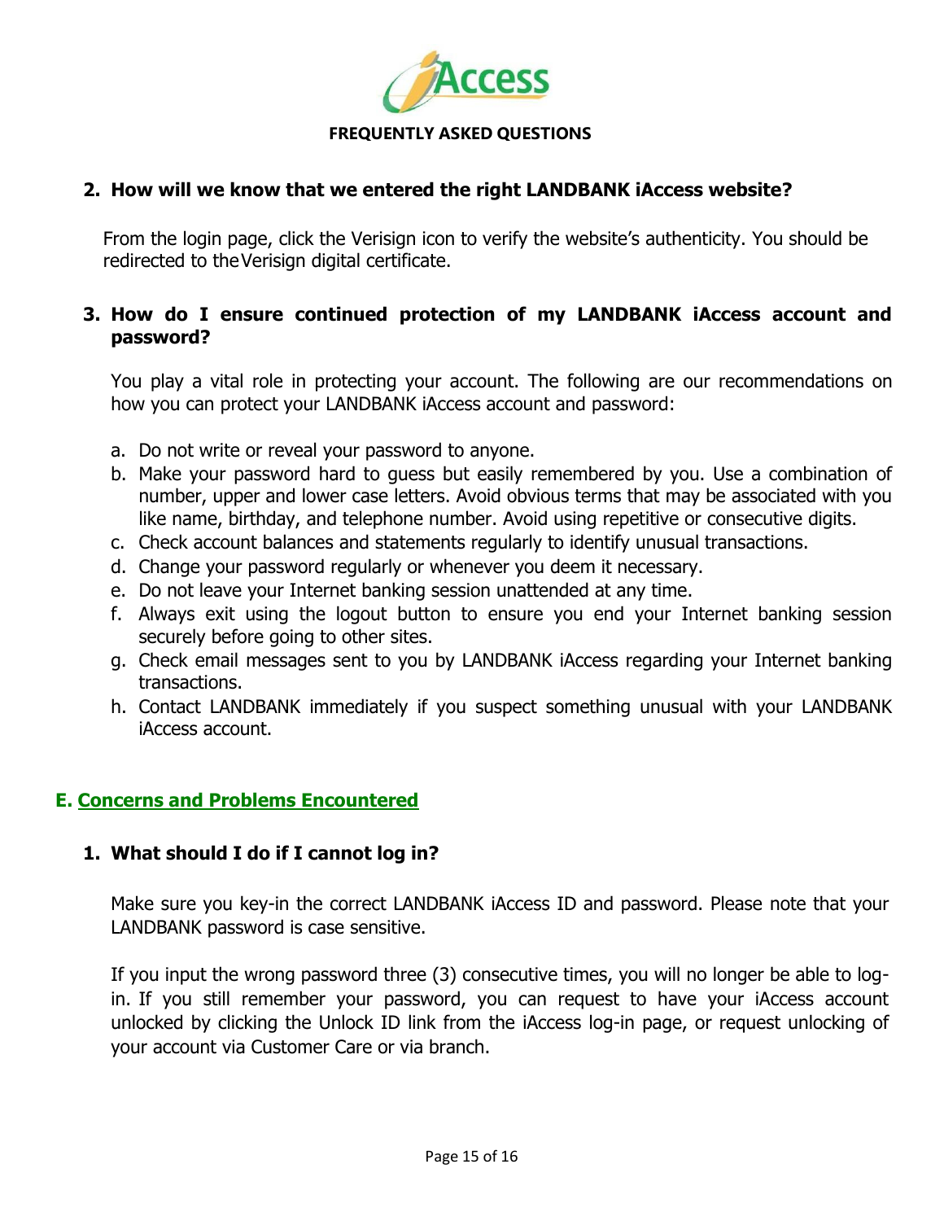**FREQUENTLY ASKED QUESTIONS**

### 2. How will we know that we entered the right LANDBANK iAccess website?

From the login page, click the Verisign icon to verify the website's authenticity. You should be redirected to the Verisign digital certificate.

### 3. How do I ensure continued protection of my LANDBANK iAccess account and password?

You play a vital role in protecting your account. The following are our recommendations on how you can protect your LANDBANK iAccess account and password:

a. Do not write or reveal your password to anyone.
b. Make your password hard to guess but easily remembered by you. Use a combination of number, upper and lower case letters. Avoid obvious terms that may be associated with you like name, birthday, and telephone number. Avoid using repetitive or consecutive digits.
c. Check account balances and statements regularly to identify unusual transactions.
d. Change your password regularly or whenever you deem it necessary.
e. Do not leave your Internet banking session unattended at any time.
f. Always exit using the logout button to ensure you end your Internet banking session securely before going to other sites.
g. Check email messages sent to you by LANDBANK iAccess regarding your Internet banking transactions.
h. Contact LANDBANK immediately if you suspect something unusual with your LANDBANK iAccess account.

## E. Concerns and Problems Encountered

### 1. What should I do if I cannot log in?

Make sure you key-in the correct LANDBANK iAccess ID and password. Please note that your LANDBANK password is case sensitive.

If you input the wrong password three (3) consecutive times, you will no longer be able to log-in. If you still remember your password, you can request to have your iAccess account unlocked by clicking the Unlock ID link from the iAccess log-in page, or request unlocking of your account via Customer Care or via branch.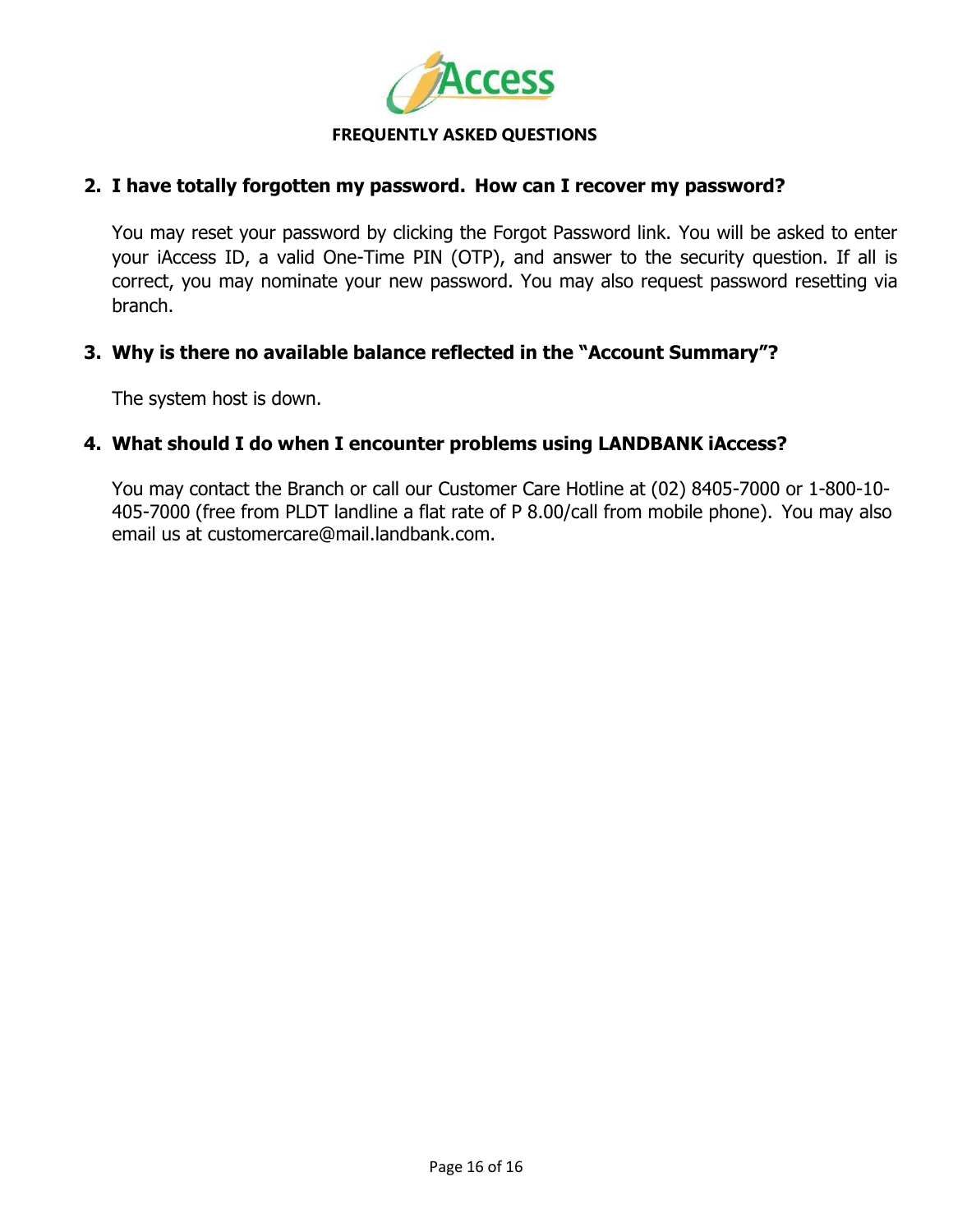**FREQUENTLY ASKED QUESTIONS**

2. **I have totally forgotten my password. How can I recover my password?**

   You may reset your password by clicking the Forgot Password link. You will be asked to enter your iAccess ID, a valid One-Time PIN (OTP), and answer to the security question. If all is correct, you may nominate your new password. You may also request password resetting via branch.

3. **Why is there no available balance reflected in the "Account Summary"?**

   The system host is down.

4. **What should I do when I encounter problems using LANDBANK iAccess?**

   You may contact the Branch or call our Customer Care Hotline at (02) 8405-7000 or 1-800-10-405-7000 (free from PLDT landline a flat rate of P 8.00/call from mobile phone). You may also email us at customercare@mail.landbank.com.